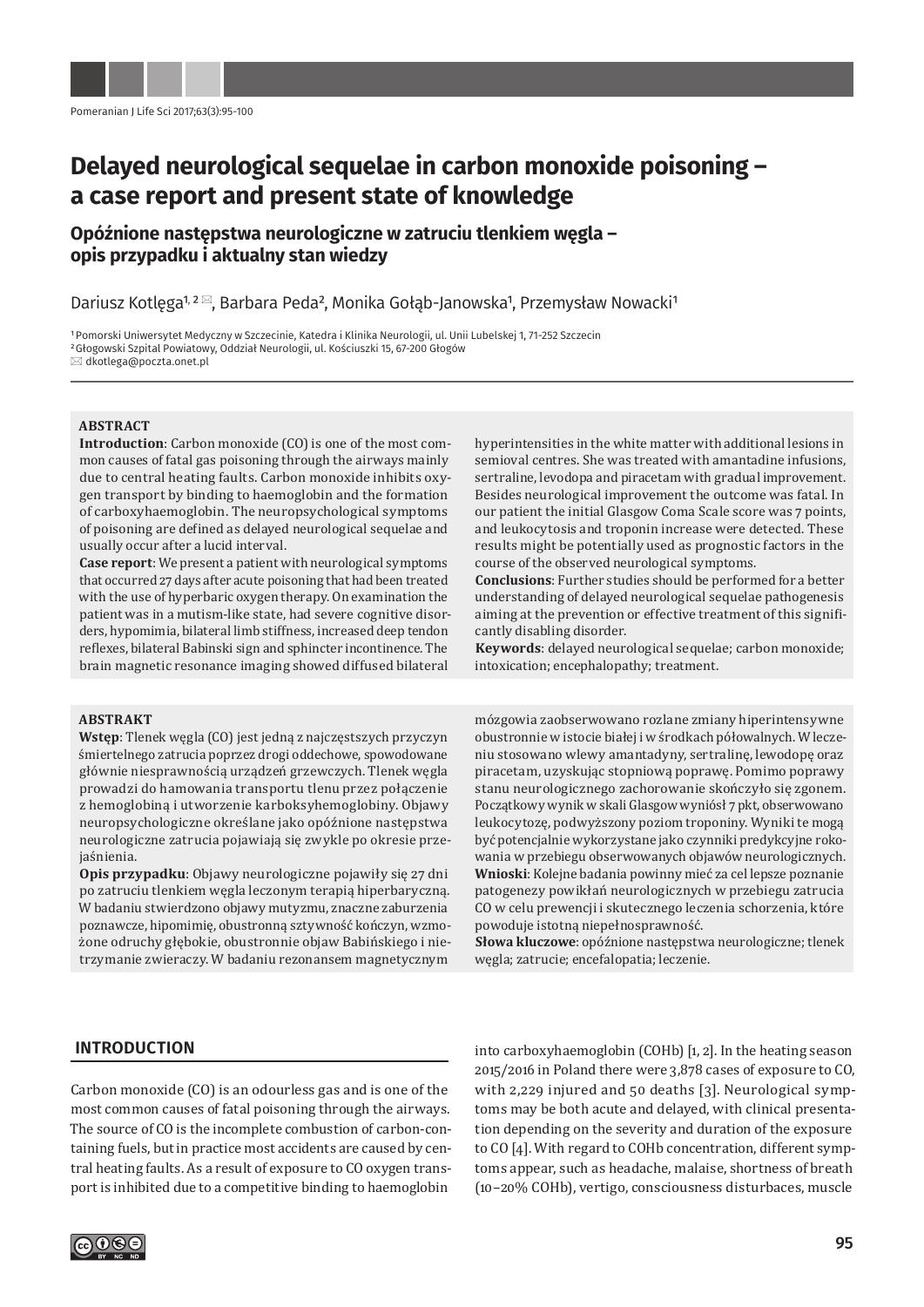# Delayed neurological sequelae in carbon monoxide poisoning – a case report and present state of knowledge

## Opóźnione następstwa neurologiczne w zatruciu tlenkiem węgla – opis przypadku i aktualny stan wiedzy

Dariusz Kotlęga[1, 2] ✉, Barbara Peda[2], Monika Gołąb-Janowska[1], Przemysław Nowacki[1]

[1] Pomorski Uniwersytet Medyczny w Szczecinie, Katedra i Klinika Neurologii, ul. Unii Lubelskiej 1, 71-252 Szczecin
[2] Głogowski Szpital Powiatowy, Oddział Neurologii, ul. Kościuszki 15, 67-200 Głogów
✉ dkotlega@poczta.onet.pl

### ABSTRACT

**Introduction**: Carbon monoxide (CO) is one of the most common causes of fatal gas poisoning through the airways mainly due to central heating faults. Carbon monoxide inhibits oxygen transport by binding to haemoglobin and the formation of carboxyhaemoglobin. The neuropsychological symptoms of poisoning are defined as delayed neurological sequelae and usually occur after a lucid interval.

**Case report**: We present a patient with neurological symptoms that occurred 27 days after acute poisoning that had been treated with the use of hyperbaric oxygen therapy. On examination the patient was in a mutism-like state, had severe cognitive disorders, hypomimia, bilateral limb stiffness, increased deep tendon reflexes, bilateral Babinski sign and sphincter incontinence. The brain magnetic resonance imaging showed diffused bilateral hyperintensities in the white matter with additional lesions in semioval centres. She was treated with amantadine infusions, sertraline, levodopa and piracetam with gradual improvement. Besides neurological improvement the outcome was fatal. In our patient the initial Glasgow Coma Scale score was 7 points, and leukocytosis and troponin increase were detected. These results might be potentially used as prognostic factors in the course of the observed neurological symptoms.

**Conclusions**: Further studies should be performed for a better understanding of delayed neurological sequelae pathogenesis aiming at the prevention or effective treatment of this significantly disabling disorder.

**Keywords**: delayed neurological sequelae; carbon monoxide; intoxication; encephalopathy; treatment.

### ABSTRAKT

**Wstęp**: Tlenek węgla (CO) jest jedną z najczęstszych przyczyn śmiertelnego zatrucia poprzez drogi oddechowe, spowodowane głównie niesprawnością urządzeń grzewczych. Tlenek węgla prowadzi do hamowania transportu tlenu przez połączenie z hemoglobiną i utworzenie karboksyhemoglobiny. Objawy neuropsychologiczne określane jako opóźnione następstwa neurologiczne zatrucia pojawiają się zwykle po okresie przejaśnienia.

**Opis przypadku**: Objawy neurologiczne pojawiły się 27 dni po zatruciu tlenkiem węgla leczonym terapią hiperbaryczną. W badaniu stwierdzono objawy mutyzmu, znaczne zaburzenia poznawcze, hipomimię, obustronną sztywność kończyn, wzmożone odruchy głębokie, obustronnie objaw Babińskiego i nietrzymanie zwieraczy. W badaniu rezonansem magnetycznym mózgowia zaobserwowano rozlane zmiany hiperintensywne obustronnie w istocie białej i w środkach półowalnych. W leczeniu stosowano wlewy amantadyny, sertralinę, lewodopę oraz piracetam, uzyskując stopniową poprawę. Pomimo poprawy stanu neurologicznego zachorowanie skończyło się zgonem. Początkowy wynik w skali Glasgow wyniósł 7 pkt, obserwowano leukocytozę, podwyższony poziom troponiny. Wyniki te mogą być potencjalnie wykorzystane jako czynniki predykcyjne rokowania w przebiegu obserwowanych objawów neurologicznych.

**Wnioski**: Kolejne badania powinny mieć za cel lepsze poznanie patogenezy powikłań neurologicznych w przebiegu zatrucia CO w celu prewencji i skutecznego leczenia schorzenia, które powoduje istotną niepełnosprawność.

**Słowa kluczowe**: opóźnione następstwa neurologiczne; tlenek węgla; zatrucie; encefalopatia; leczenie.

## INTRODUCTION

Carbon monoxide (CO) is an odourless gas and is one of the most common causes of fatal poisoning through the airways. The source of CO is the incomplete combustion of carbon-containing fuels, but in practice most accidents are caused by central heating faults. As a result of exposure to CO oxygen transport is inhibited due to a competitive binding to haemoglobin into carboxyhaemoglobin (COHb) [1, 2]. In the heating season 2015/2016 in Poland there were 3,878 cases of exposure to CO, with 2,229 injured and 50 deaths [3]. Neurological symptoms may be both acute and delayed, with clinical presentation depending on the severity and duration of the exposure to CO [4]. With regard to COHb concentration, different symptoms appear, such as headache, malaise, shortness of breath (10–20% COHb), vertigo, consciousness disturbaces, muscle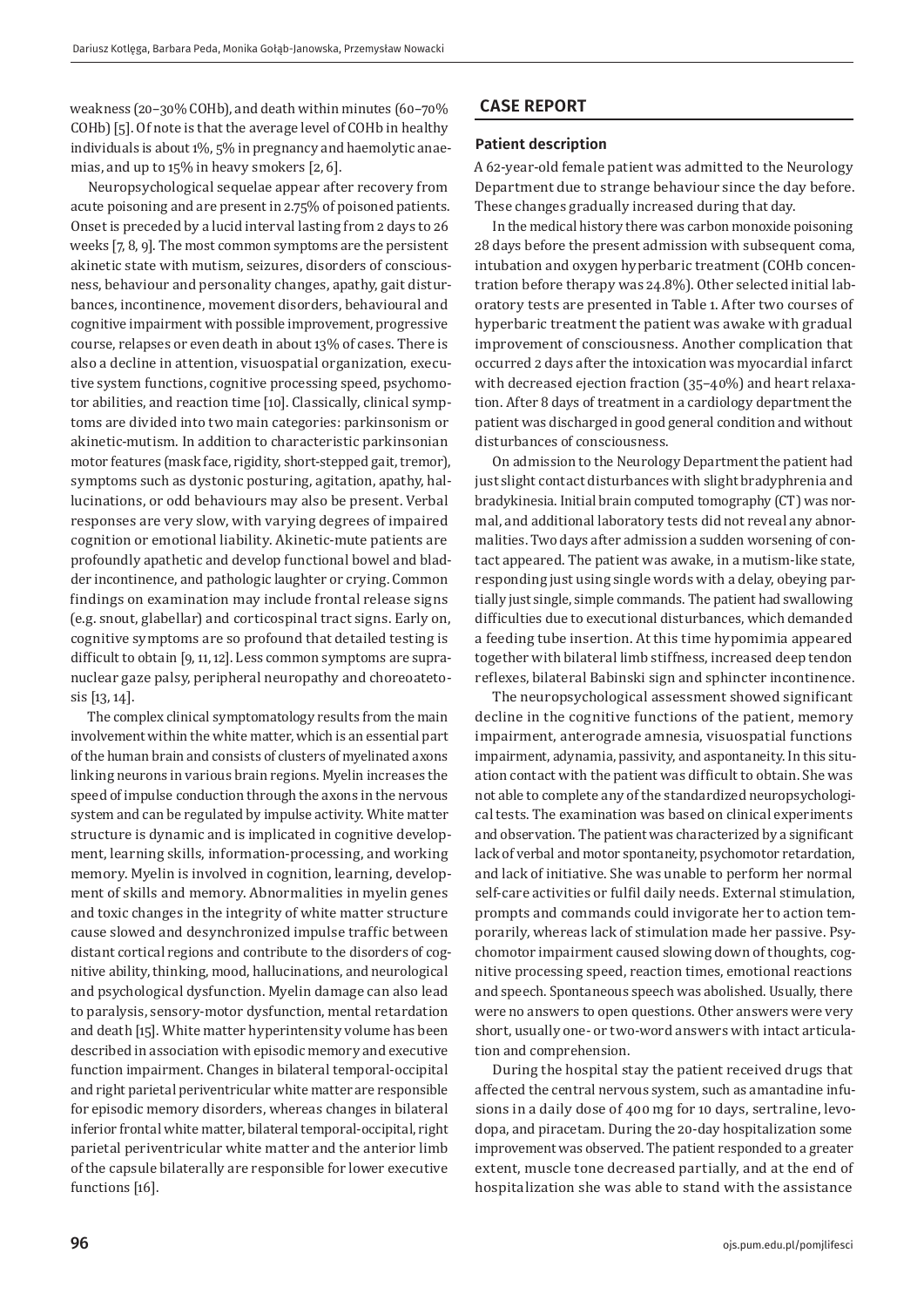weakness (20–30% COHb), and death within minutes (60–70% COHb) [5]. Of note is that the average level of COHb in healthy individuals is about 1%, 5% in pregnancy and haemolytic anaemias, and up to 15% in heavy smokers [2, 6].

Neuropsychological sequelae appear after recovery from acute poisoning and are present in 2.75% of poisoned patients. Onset is preceded by a lucid interval lasting from 2 days to 26 weeks [7, 8, 9]. The most common symptoms are the persistent akinetic state with mutism, seizures, disorders of consciousness, behaviour and personality changes, apathy, gait disturbances, incontinence, movement disorders, behavioural and cognitive impairment with possible improvement, progressive course, relapses or even death in about 13% of cases. There is also a decline in attention, visuospatial organization, executive system functions, cognitive processing speed, psychomotor abilities, and reaction time [10]. Classically, clinical symptoms are divided into two main categories: parkinsonism or akinetic-mutism. In addition to characteristic parkinsonian motor features (mask face, rigidity, short-stepped gait, tremor), symptoms such as dystonic posturing, agitation, apathy, hallucinations, or odd behaviours may also be present. Verbal responses are very slow, with varying degrees of impaired cognition or emotional liability. Akinetic-mute patients are profoundly apathetic and develop functional bowel and bladder incontinence, and pathologic laughter or crying. Common findings on examination may include frontal release signs (e.g. snout, glabellar) and corticospinal tract signs. Early on, cognitive symptoms are so profound that detailed testing is difficult to obtain [9, 11, 12]. Less common symptoms are supranuclear gaze palsy, peripheral neuropathy and choreoatetosis [13, 14].

The complex clinical symptomatology results from the main involvement within the white matter, which is an essential part of the human brain and consists of clusters of myelinated axons linking neurons in various brain regions. Myelin increases the speed of impulse conduction through the axons in the nervous system and can be regulated by impulse activity. White matter structure is dynamic and is implicated in cognitive development, learning skills, information-processing, and working memory. Myelin is involved in cognition, learning, development of skills and memory. Abnormalities in myelin genes and toxic changes in the integrity of white matter structure cause slowed and desynchronized impulse traffic between distant cortical regions and contribute to the disorders of cognitive ability, thinking, mood, hallucinations, and neurological and psychological dysfunction. Myelin damage can also lead to paralysis, sensory-motor dysfunction, mental retardation and death [15]. White matter hyperintensity volume has been described in association with episodic memory and executive function impairment. Changes in bilateral temporal-occipital and right parietal periventricular white matter are responsible for episodic memory disorders, whereas changes in bilateral inferior frontal white matter, bilateral temporal-occipital, right parietal periventricular white matter and the anterior limb of the capsule bilaterally are responsible for lower executive functions [16].

## CASE REPORT

### Patient description

A 62-year-old female patient was admitted to the Neurology Department due to strange behaviour since the day before. These changes gradually increased during that day.

In the medical history there was carbon monoxide poisoning 28 days before the present admission with subsequent coma, intubation and oxygen hyperbaric treatment (COHb concentration before therapy was 24.8%). Other selected initial laboratory tests are presented in Table 1. After two courses of hyperbaric treatment the patient was awake with gradual improvement of consciousness. Another complication that occurred 2 days after the intoxication was myocardial infarct with decreased ejection fraction (35–40%) and heart relaxation. After 8 days of treatment in a cardiology department the patient was discharged in good general condition and without disturbances of consciousness.

On admission to the Neurology Department the patient had just slight contact disturbances with slight bradyphrenia and bradykinesia. Initial brain computed tomography (CT) was normal, and additional laboratory tests did not reveal any abnormalities. Two days after admission a sudden worsening of contact appeared. The patient was awake, in a mutism-like state, responding just using single words with a delay, obeying partially just single, simple commands. The patient had swallowing difficulties due to executional disturbances, which demanded a feeding tube insertion. At this time hypomimia appeared together with bilateral limb stiffness, increased deep tendon reflexes, bilateral Babinski sign and sphincter incontinence.

The neuropsychological assessment showed significant decline in the cognitive functions of the patient, memory impairment, anterograde amnesia, visuospatial functions impairment, adynamia, passivity, and aspontaneity. In this situation contact with the patient was difficult to obtain. She was not able to complete any of the standardized neuropsychological tests. The examination was based on clinical experiments and observation. The patient was characterized by a significant lack of verbal and motor spontaneity, psychomotor retardation, and lack of initiative. She was unable to perform her normal self-care activities or fulfil daily needs. External stimulation, prompts and commands could invigorate her to action temporarily, whereas lack of stimulation made her passive. Psychomotor impairment caused slowing down of thoughts, cognitive processing speed, reaction times, emotional reactions and speech. Spontaneous speech was abolished. Usually, there were no answers to open questions. Other answers were very short, usually one- or two-word answers with intact articulation and comprehension.

During the hospital stay the patient received drugs that affected the central nervous system, such as amantadine infusions in a daily dose of 400 mg for 10 days, sertraline, levodopa, and piracetam. During the 20-day hospitalization some improvement was observed. The patient responded to a greater extent, muscle tone decreased partially, and at the end of hospitalization she was able to stand with the assistance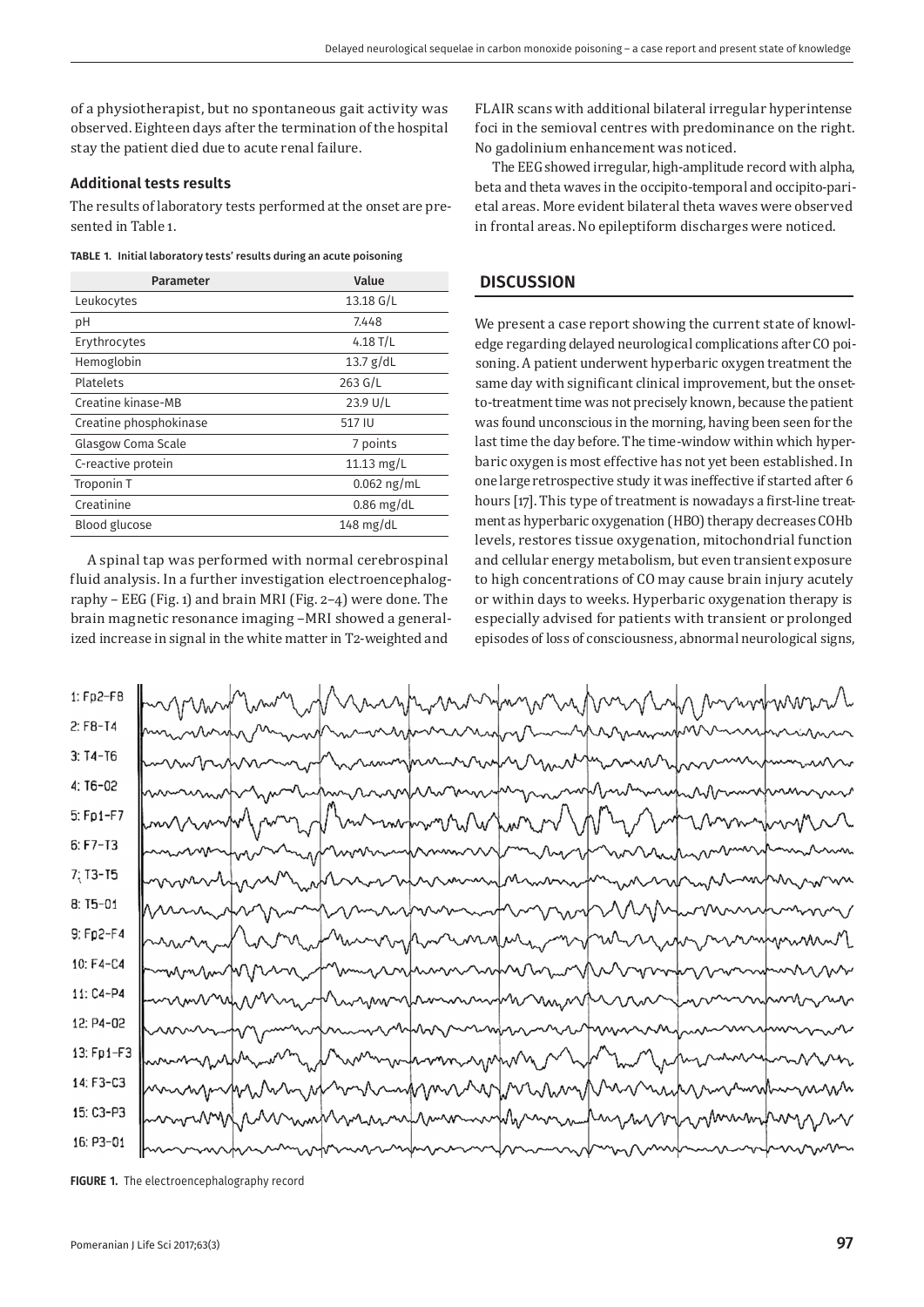of a physiotherapist, but no spontaneous gait activity was observed. Eighteen days after the termination of the hospital stay the patient died due to acute renal failure.

### Additional tests results

The results of laboratory tests performed at the onset are presented in Table 1.

**TABLE 1. Initial laboratory tests' results during an acute poisoning**

| Parameter | Value |
|---|---|
| Leukocytes | 13.18 G/L |
| pH | 7.448 |
| Erythrocytes | 4.18 T/L |
| Hemoglobin | 13.7 g/dL |
| Platelets | 263 G/L |
| Creatine kinase-MB | 23.9 U/L |
| Creatine phosphokinase | 517 IU |
| Glasgow Coma Scale | 7 points |
| C-reactive protein | 11.13 mg/L |
| Troponin T | 0.062 ng/mL |
| Creatinine | 0.86 mg/dL |
| Blood glucose | 148 mg/dL |

A spinal tap was performed with normal cerebrospinal fluid analysis. In a further investigation electroencephalography – EEG (Fig. 1) and brain MRI (Fig. 2–4) were done. The brain magnetic resonance imaging –MRI showed a generalized increase in signal in the white matter in T2-weighted and FLAIR scans with additional bilateral irregular hyperintense foci in the semioval centres with predominance on the right. No gadolinium enhancement was noticed.

The EEG showed irregular, high-amplitude record with alpha, beta and theta waves in the occipito-temporal and occipito-parietal areas. More evident bilateral theta waves were observed in frontal areas. No epileptiform discharges were noticed.

## DISCUSSION

We present a case report showing the current state of knowledge regarding delayed neurological complications after CO poisoning. A patient underwent hyperbaric oxygen treatment the same day with significant clinical improvement, but the onset-to-treatment time was not precisely known, because the patient was found unconscious in the morning, having been seen for the last time the day before. The time-window within which hyperbaric oxygen is most effective has not yet been established. In one large retrospective study it was ineffective if started after 6 hours [17]. This type of treatment is nowadays a first-line treatment as hyperbaric oxygenation (HBO) therapy decreases COHb levels, restores tissue oxygenation, mitochondrial function and cellular energy metabolism, but even transient exposure to high concentrations of CO may cause brain injury acutely or within days to weeks. Hyperbaric oxygenation therapy is especially advised for patients with transient or prolonged episodes of loss of consciousness, abnormal neurological signs,

**FIGURE 1.** The electroencephalography record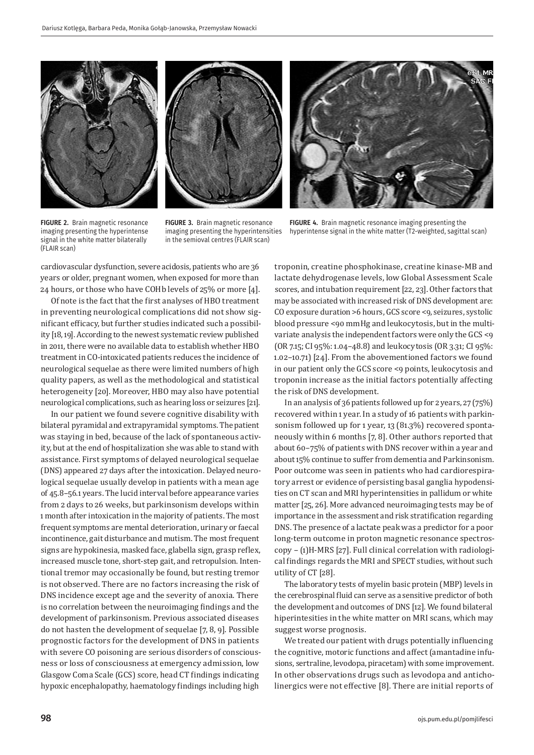FIGURE 2. Brain magnetic resonance imaging presenting the hyperintense signal in the white matter bilaterally (FLAIR scan)

FIGURE 3. Brain magnetic resonance imaging presenting the hyperintensities in the semioval centres (FLAIR scan)

FIGURE 4. Brain magnetic resonance imaging presenting the hyperintense signal in the white matter (T2-weighted, sagittal scan)

cardiovascular dysfunction, severe acidosis, patients who are 36 years or older, pregnant women, when exposed for more than 24 hours, or those who have COHb levels of 25% or more [4].

Of note is the fact that the first analyses of HBO treatment in preventing neurological complications did not show significant efficacy, but further studies indicated such a possibility [18, 19]. According to the newest systematic review published in 2011, there were no available data to establish whether HBO treatment in CO-intoxicated patients reduces the incidence of neurological sequelae as there were limited numbers of high quality papers, as well as the methodological and statistical heterogeneity [20]. Moreover, HBO may also have potential neurological complications, such as hearing loss or seizures [21].

In our patient we found severe cognitive disability with bilateral pyramidal and extrapyramidal symptoms. The patient was staying in bed, because of the lack of spontaneous activity, but at the end of hospitalization she was able to stand with assistance. First symptoms of delayed neurological sequelae (DNS) appeared 27 days after the intoxication. Delayed neurological sequelae usually develop in patients with a mean age of 45.8–56.1 years. The lucid interval before appearance varies from 2 days to 26 weeks, but parkinsonism develops within 1 month after intoxication in the majority of patients. The most frequent symptoms are mental deterioration, urinary or faecal incontinence, gait disturbance and mutism. The most frequent signs are hypokinesia, masked face, glabella sign, grasp reflex, increased muscle tone, short-step gait, and retropulsion. Intentional tremor may occasionally be found, but resting tremor is not observed. There are no factors increasing the risk of DNS incidence except age and the severity of anoxia. There is no correlation between the neuroimaging findings and the development of parkinsonism. Previous associated diseases do not hasten the development of sequelae [7, 8, 9]. Possible prognostic factors for the development of DNS in patients with severe CO poisoning are serious disorders of consciousness or loss of consciousness at emergency admission, low Glasgow Coma Scale (GCS) score, head CT findings indicating hypoxic encephalopathy, haematology findings including high troponin, creatine phosphokinase, creatine kinase-MB and lactate dehydrogenase levels, low Global Assessment Scale scores, and intubation requirement [22, 23]. Other factors that may be associated with increased risk of DNS development are: CO exposure duration >6 hours, GCS score <9, seizures, systolic blood pressure <90 mmHg and leukocytosis, but in the multivariate analysis the independent factors were only the GCS <9 (OR 7.15; CI 95%: 1.04–48.8) and leukocytosis (OR 3.31; CI 95%: 1.02–10.71) [24]. From the abovementioned factors we found in our patient only the GCS score <9 points, leukocytosis and troponin increase as the initial factors potentially affecting the risk of DNS development.

In an analysis of 36 patients followed up for 2 years, 27 (75%) recovered within 1 year. In a study of 16 patients with parkinsonism followed up for 1 year, 13 (81.3%) recovered spontaneously within 6 months [7, 8]. Other authors reported that about 60–75% of patients with DNS recover within a year and about 15% continue to suffer from dementia and Parkinsonism. Poor outcome was seen in patients who had cardiorespiratory arrest or evidence of persisting basal ganglia hypodensities on CT scan and MRI hyperintensities in pallidum or white matter [25, 26]. More advanced neuroimaging tests may be of importance in the assessment and risk stratification regarding DNS. The presence of a lactate peak was a predictor for a poor long-term outcome in proton magnetic resonance spectroscopy – (1)H-MRS [27]. Full clinical correlation with radiological findings regards the MRI and SPECT studies, without such utility of CT [28].

The laboratory tests of myelin basic protein (MBP) levels in the cerebrospinal fluid can serve as a sensitive predictor of both the development and outcomes of DNS [12]. We found bilateral hiperintesities in the white matter on MRI scans, which may suggest worse prognosis.

We treated our patient with drugs potentially influencing the cognitive, motoric functions and affect (amantadine infusions, sertraline, levodopa, piracetam) with some improvement. In other observations drugs such as levodopa and anticholinergics were not effective [8]. There are initial reports of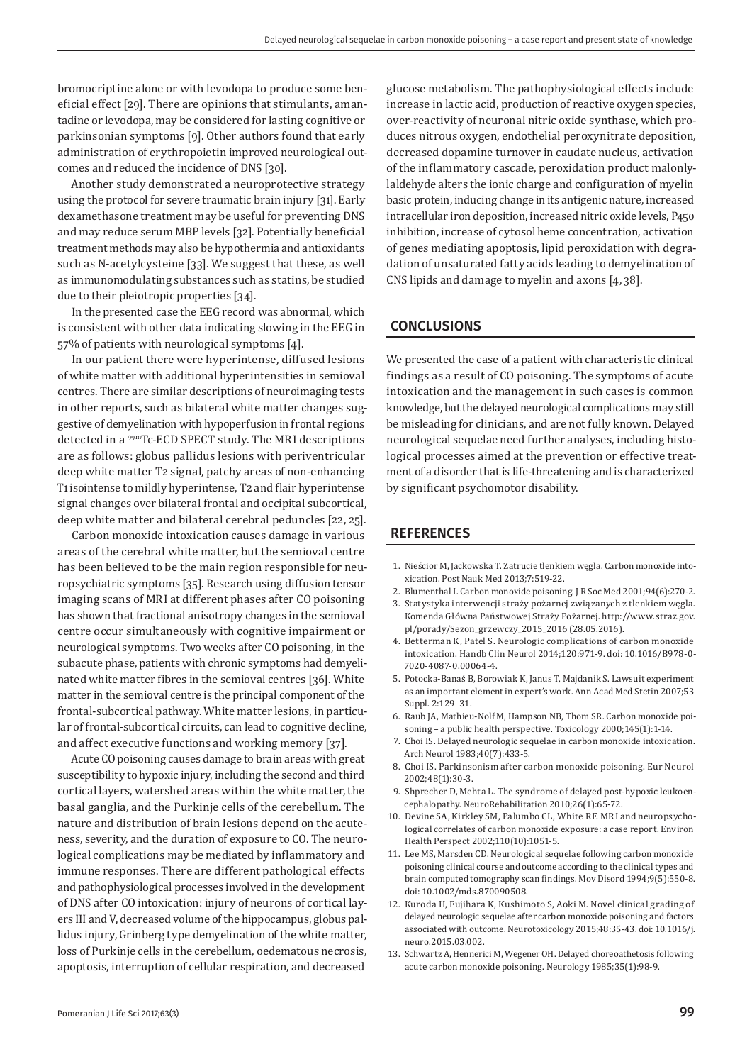bromocriptine alone or with levodopa to produce some beneficial effect [29]. There are opinions that stimulants, amantadine or levodopa, may be considered for lasting cognitive or parkinsonian symptoms [9]. Other authors found that early administration of erythropoietin improved neurological outcomes and reduced the incidence of DNS [30].

Another study demonstrated a neuroprotective strategy using the protocol for severe traumatic brain injury [31]. Early dexamethasone treatment may be useful for preventing DNS and may reduce serum MBP levels [32]. Potentially beneficial treatment methods may also be hypothermia and antioxidants such as N-acetylcysteine [33]. We suggest that these, as well as immunomodulating substances such as statins, be studied due to their pleiotropic properties [34].

In the presented case the EEG record was abnormal, which is consistent with other data indicating slowing in the EEG in 57% of patients with neurological symptoms [4].

In our patient there were hyperintense, diffused lesions of white matter with additional hyperintensities in semioval centres. There are similar descriptions of neuroimaging tests in other reports, such as bilateral white matter changes suggestive of demyelination with hypoperfusion in frontal regions detected in a $^{99m}$Tc-ECD SPECT study. The MRI descriptions are as follows: globus pallidus lesions with periventricular deep white matter T2 signal, patchy areas of non-enhancing T1 isointense to mildly hyperintense, T2 and flair hyperintense signal changes over bilateral frontal and occipital subcortical, deep white matter and bilateral cerebral peduncles [22, 25].

Carbon monoxide intoxication causes damage in various areas of the cerebral white matter, but the semioval centre has been believed to be the main region responsible for neuropsychiatric symptoms [35]. Research using diffusion tensor imaging scans of MRI at different phases after CO poisoning has shown that fractional anisotropy changes in the semioval centre occur simultaneously with cognitive impairment or neurological symptoms. Two weeks after CO poisoning, in the subacute phase, patients with chronic symptoms had demyelinated white matter fibres in the semioval centres [36]. White matter in the semioval centre is the principal component of the frontal-subcortical pathway. White matter lesions, in particular of frontal-subcortical circuits, can lead to cognitive decline, and affect executive functions and working memory [37].

Acute CO poisoning causes damage to brain areas with great susceptibility to hypoxic injury, including the second and third cortical layers, watershed areas within the white matter, the basal ganglia, and the Purkinje cells of the cerebellum. The nature and distribution of brain lesions depend on the acuteness, severity, and the duration of exposure to CO. The neurological complications may be mediated by inflammatory and immune responses. There are different pathological effects and pathophysiological processes involved in the development of DNS after CO intoxication: injury of neurons of cortical layers III and V, decreased volume of the hippocampus, globus pallidus injury, Grinberg type demyelination of the white matter, loss of Purkinje cells in the cerebellum, oedematous necrosis, apoptosis, interruption of cellular respiration, and decreased glucose metabolism. The pathophysiological effects include increase in lactic acid, production of reactive oxygen species, over-reactivity of neuronal nitric oxide synthase, which produces nitrous oxygen, endothelial peroxynitrate deposition, decreased dopamine turnover in caudate nucleus, activation of the inflammatory cascade, peroxidation product malonlylaldehyde alters the ionic charge and configuration of myelin basic protein, inducing change in its antigenic nature, increased intracellular iron deposition, increased nitric oxide levels, P450 inhibition, increase of cytosol heme concentration, activation of genes mediating apoptosis, lipid peroxidation with degradation of unsaturated fatty acids leading to demyelination of CNS lipids and damage to myelin and axons [4, 38].

## CONCLUSIONS

We presented the case of a patient with characteristic clinical findings as a result of CO poisoning. The symptoms of acute intoxication and the management in such cases is common knowledge, but the delayed neurological complications may still be misleading for clinicians, and are not fully known. Delayed neurological sequelae need further analyses, including histological processes aimed at the prevention or effective treatment of a disorder that is life-threatening and is characterized by significant psychomotor disability.

## REFERENCES

1. Nieścior M, Jackowska T. Zatrucie tlenkiem węgla. Carbon monoxide intoxication. Post Nauk Med 2013;7:519-22.
2. Blumenthal I. Carbon monoxide poisoning. J R Soc Med 2001;94(6):270-2.
3. Statystyka interwencji straży pożarnej związanych z tlenkiem węgla. Komenda Główna Państwowej Straży Pożarnej. http://www.straz.gov.pl/porady/Sezon_grzewczy_2015_2016 (28.05.2016).
4. Betterman K, Patel S. Neurologic complications of carbon monoxide intoxication. Handb Clin Neurol 2014;120:971-9. doi: 10.1016/B978-0-7020-4087-0.00064-4.
5. Potocka-Banaś B, Borowiak K, Janus T, Majdanik S. Lawsuit experiment as an important element in expert's work. Ann Acad Med Stetin 2007;53 Suppl. 2:129–31.
6. Raub JA, Mathieu-Nolf M, Hampson NB, Thom SR. Carbon monoxide poisoning – a public health perspective. Toxicology 2000;145(1):1-14.
7. Choi IS. Delayed neurologic sequelae in carbon monoxide intoxication. Arch Neurol 1983;40(7):433-5.
8. Choi IS. Parkinsonism after carbon monoxide poisoning. Eur Neurol 2002;48(1):30-3.
9. Shprecher D, Mehta L. The syndrome of delayed post-hypoxic leukoencephalopathy. NeuroRehabilitation 2010;26(1):65-72.
10. Devine SA, Kirkley SM, Palumbo CL, White RF. MRI and neuropsychological correlates of carbon monoxide exposure: a case report. Environ Health Perspect 2002;110(10):1051-5.
11. Lee MS, Marsden CD. Neurological sequelae following carbon monoxide poisoning clinical course and outcome according to the clinical types and brain computed tomography scan findings. Mov Disord 1994;9(5):550-8. doi: 10.1002/mds.870090508.
12. Kuroda H, Fujihara K, Kushimoto S, Aoki M. Novel clinical grading of delayed neurologic sequelae after carbon monoxide poisoning and factors associated with outcome. Neurotoxicology 2015;48:35-43. doi: 10.1016/j.neuro.2015.03.002.
13. Schwartz A, Hennerici M, Wegener OH. Delayed choreoathetosis following acute carbon monoxide poisoning. Neurology 1985;35(1):98-9.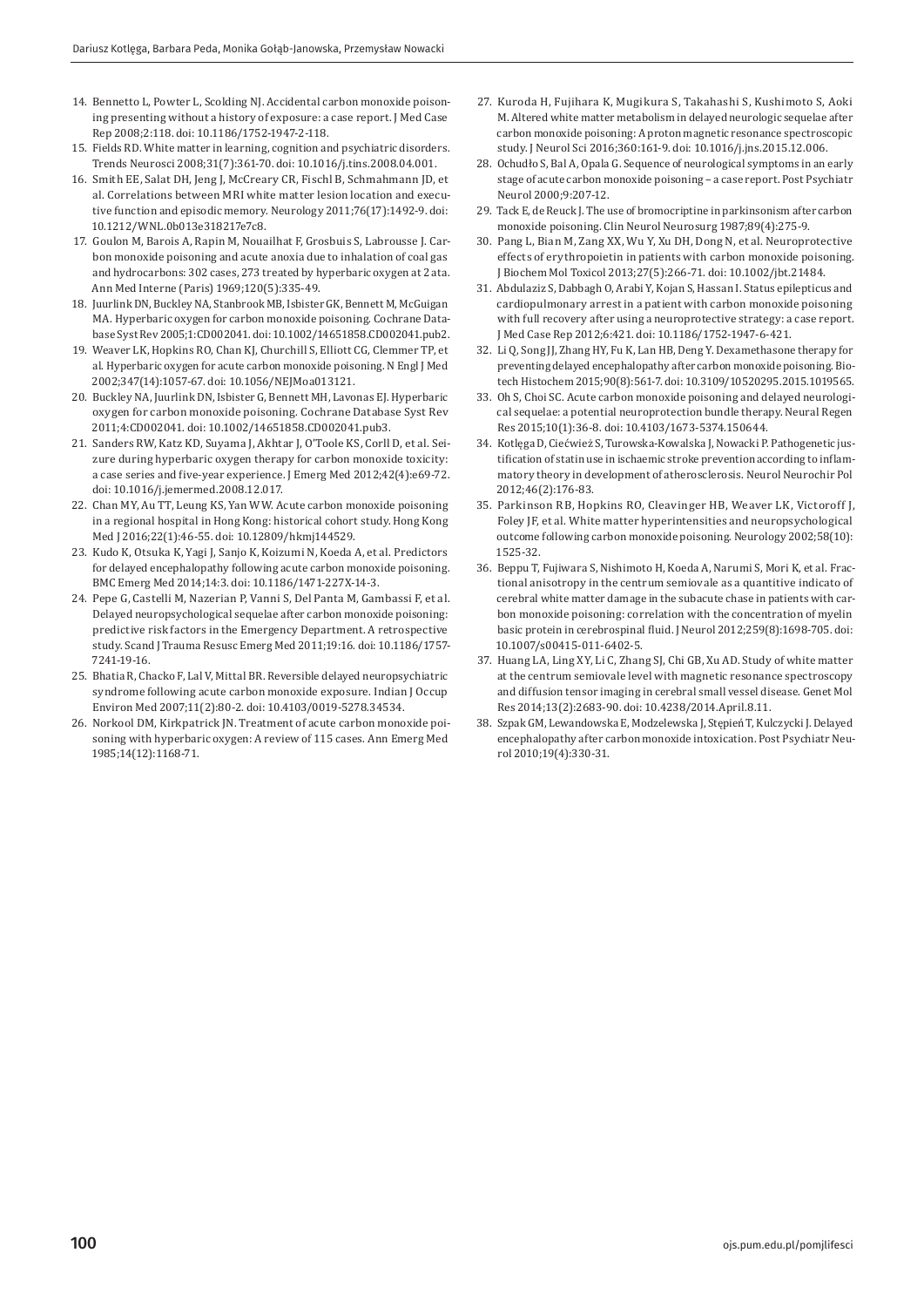14. Bennetto L, Powter L, Scolding NJ. Accidental carbon monoxide poisoning presenting without a history of exposure: a case report. J Med Case Rep 2008;2:118. doi: 10.1186/1752-1947-2-118.
15. Fields RD. White matter in learning, cognition and psychiatric disorders. Trends Neurosci 2008;31(7):361-70. doi: 10.1016/j.tins.2008.04.001.
16. Smith EE, Salat DH, Jeng J, McCreary CR, Fischl B, Schmahmann JD, et al. Correlations between MRI white matter lesion location and executive function and episodic memory. Neurology 2011;76(17):1492-9. doi: 10.1212/WNL.0b013e318217e7c8.
17. Goulon M, Barois A, Rapin M, Nouailhat F, Grosbuis S, Labrousse J. Carbon monoxide poisoning and acute anoxia due to inhalation of coal gas and hydrocarbons: 302 cases, 273 treated by hyperbaric oxygen at 2 ata. Ann Med Interne (Paris) 1969;120(5):335-49.
18. Juurlink DN, Buckley NA, Stanbrook MB, Isbister GK, Bennett M, McGuigan MA. Hyperbaric oxygen for carbon monoxide poisoning. Cochrane Database Syst Rev 2005;1:CD002041. doi: 10.1002/14651858.CD002041.pub2.
19. Weaver LK, Hopkins RO, Chan KJ, Churchill S, Elliott CG, Clemmer TP, et al. Hyperbaric oxygen for acute carbon monoxide poisoning. N Engl J Med 2002;347(14):1057-67. doi: 10.1056/NEJMoa013121.
20. Buckley NA, Juurlink DN, Isbister G, Bennett MH, Lavonas EJ. Hyperbaric oxygen for carbon monoxide poisoning. Cochrane Database Syst Rev 2011;4:CD002041. doi: 10.1002/14651858.CD002041.pub3.
21. Sanders RW, Katz KD, Suyama J, Akhtar J, O'Toole KS, Corll D, et al. Seizure during hyperbaric oxygen therapy for carbon monoxide toxicity: a case series and five-year experience. J Emerg Med 2012;42(4):e69-72. doi: 10.1016/j.jemermed.2008.12.017.
22. Chan MY, Au TT, Leung KS, Yan WW. Acute carbon monoxide poisoning in a regional hospital in Hong Kong: historical cohort study. Hong Kong Med J 2016;22(1):46-55. doi: 10.12809/hkmj144529.
23. Kudo K, Otsuka K, Yagi J, Sanjo K, Koizumi N, Koeda A, et al. Predictors for delayed encephalopathy following acute carbon monoxide poisoning. BMC Emerg Med 2014;14:3. doi: 10.1186/1471-227X-14-3.
24. Pepe G, Castelli M, Nazerian P, Vanni S, Del Panta M, Gambassi F, et al. Delayed neuropsychological sequelae after carbon monoxide poisoning: predictive risk factors in the Emergency Department. A retrospective study. Scand J Trauma Resusc Emerg Med 2011;19:16. doi: 10.1186/1757-7241-19-16.
25. Bhatia R, Chacko F, Lal V, Mittal BR. Reversible delayed neuropsychiatric syndrome following acute carbon monoxide exposure. Indian J Occup Environ Med 2007;11(2):80-2. doi: 10.4103/0019-5278.34534.
26. Norkool DM, Kirkpatrick JN. Treatment of acute carbon monoxide poisoning with hyperbaric oxygen: A review of 115 cases. Ann Emerg Med 1985;14(12):1168-71.
27. Kuroda H, Fujihara K, Mugikura S, Takahashi S, Kushimoto S, Aoki M. Altered white matter metabolism in delayed neurologic sequelae after carbon monoxide poisoning: A proton magnetic resonance spectroscopic study. J Neurol Sci 2016;360:161-9. doi: 10.1016/j.jns.2015.12.006.
28. Ochudło S, Bal A, Opala G. Sequence of neurological symptoms in an early stage of acute carbon monoxide poisoning – a case report. Post Psychiatr Neurol 2000;9:207-12.
29. Tack E, de Reuck J. The use of bromocriptine in parkinsonism after carbon monoxide poisoning. Clin Neurol Neurosurg 1987;89(4):275-9.
30. Pang L, Bian M, Zang XX, Wu Y, Xu DH, Dong N, et al. Neuroprotective effects of erythropoietin in patients with carbon monoxide poisoning. J Biochem Mol Toxicol 2013;27(5):266-71. doi: 10.1002/jbt.21484.
31. Abdulaziz S, Dabbagh O, Arabi Y, Kojan S, Hassan I. Status epilepticus and cardiopulmonary arrest in a patient with carbon monoxide poisoning with full recovery after using a neuroprotective strategy: a case report. J Med Case Rep 2012;6:421. doi: 10.1186/1752-1947-6-421.
32. Li Q, Song JJ, Zhang HY, Fu K, Lan HB, Deng Y. Dexamethasone therapy for preventing delayed encephalopathy after carbon monoxide poisoning. Biotech Histochem 2015;90(8):561-7. doi: 10.3109/10520295.2015.1019565.
33. Oh S, Choi SC. Acute carbon monoxide poisoning and delayed neurological sequelae: a potential neuroprotection bundle therapy. Neural Regen Res 2015;10(1):36-8. doi: 10.4103/1673-5374.150644.
34. Kotlęga D, Ciećwież S, Turowska-Kowalska J, Nowacki P. Pathogenetic justification of statin use in ischaemic stroke prevention according to inflammatory theory in development of atherosclerosis. Neurol Neurochir Pol 2012;46(2):176-83.
35. Parkinson RB, Hopkins RO, Cleavinger HB, Weaver LK, Victoroff J, Foley JF, et al. White matter hyperintensities and neuropsychological outcome following carbon monoxide poisoning. Neurology 2002;58(10):1525-32.
36. Beppu T, Fujiwara S, Nishimoto H, Koeda A, Narumi S, Mori K, et al. Fractional anisotropy in the centrum semiovale as a quantitive indicato of cerebral white matter damage in the subacute chase in patients with carbon monoxide poisoning: correlation with the concentration of myelin basic protein in cerebrospinal fluid. J Neurol 2012;259(8):1698-705. doi: 10.1007/s00415-011-6402-5.
37. Huang LA, Ling XY, Li C, Zhang SJ, Chi GB, Xu AD. Study of white matter at the centrum semiovale level with magnetic resonance spectroscopy and diffusion tensor imaging in cerebral small vessel disease. Genet Mol Res 2014;13(2):2683-90. doi: 10.4238/2014.April.8.11.
38. Szpak GM, Lewandowska E, Modzelewska J, Stępień T, Kulczycki J. Delayed encephalopathy after carbon monoxide intoxication. Post Psychiatr Neurol 2010;19(4):330-31.